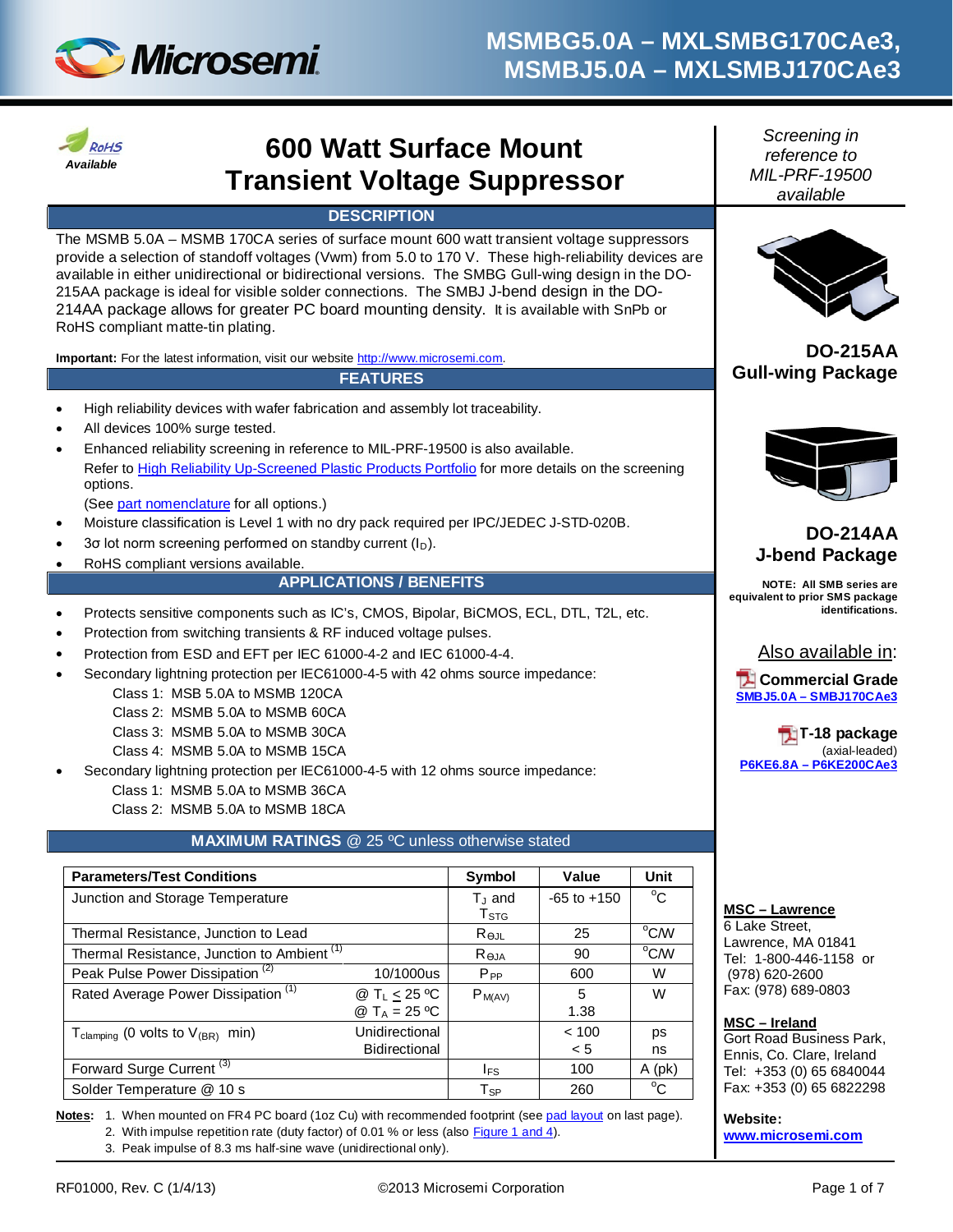# MSMBG5.0A – MXLSMBG170CAe3, MSMBJ5.0A – MXLSMBJ170CAe3

*RoHS Available*

# 600 Watt Surface Mount Transient Voltage Suppressor

*Screening in reference to MIL-PRF-19500 available*

## DESCRIPTION

The MSMB 5.0A – MSMB 170CA series of surface mount 600 watt transient voltage suppressors provide a selection of standoff voltages (Vwm) from 5.0 to 170 V. These high-reliability devices are available in either unidirectional or bidirectional versions. The SMBG Gull-wing design in the DO-215AA package is ideal for visible solder connections. The SMBJ J-bend design in the DO-214AA package allows for greater PC board mounting density. It is available with SnPb or RoHS compliant matte-tin plating.

**Important:** For the latest information, visit our website http://www.microsemi.com.

**DO-215AA Gull-wing Package**

**DO-214AA J-bend Package**

**NOTE: All SMB series are equivalent to prior SMS package identifications.**

## FEATURES

- High reliability devices with wafer fabrication and assembly lot traceability.
- All devices 100% surge tested.
- Enhanced reliability screening in reference to MIL-PRF-19500 is also available. Refer to High Reliability Up-Screened Plastic Products Portfolio for more details on the screening options.
  (See part nomenclature for all options.)
- Moisture classification is Level 1 with no dry pack required per IPC/JEDEC J-STD-020B.
- 3σ lot norm screening performed on standby current ($I_D$).
- RoHS compliant versions available.

## APPLICATIONS / BENEFITS

- Protects sensitive components such as IC's, CMOS, Bipolar, BiCMOS, ECL, DTL, T2L, etc.
- Protection from switching transients & RF induced voltage pulses.
- Protection from ESD and EFT per IEC 61000-4-2 and IEC 61000-4-4.
- Secondary lightning protection per IEC61000-4-5 with 42 ohms source impedance:
  - Class 1: MSB 5.0A to MSMB 120CA
  - Class 2: MSMB 5.0A to MSMB 60CA
  - Class 3: MSMB 5.0A to MSMB 30CA
  - Class 4: MSMB 5.0A to MSMB 15CA
- Secondary lightning protection per IEC61000-4-5 with 12 ohms source impedance:
  - Class 1: MSMB 5.0A to MSMB 36CA
  - Class 2: MSMB 5.0A to MSMB 18CA

**Also available in:**

**Commercial Grade**
SMBJ5.0A – SMBJ170CAe3

**T-18 package** (axial-leaded)
P6KE6.8A – P6KE200CAe3

## MAXIMUM RATINGS @ 25 ºC unless otherwise stated

| Parameters/Test Conditions | | Symbol | Value | Unit |
|---|---|---|---|---|
| Junction and Storage Temperature | | $T_J$ and $T_{STG}$ | -65 to +150 | ºC |
| Thermal Resistance, Junction to Lead | | $R_{\Theta JL}$ | 25 | ºC/W |
| Thermal Resistance, Junction to Ambient [1] | | $R_{\Theta JA}$ | 90 | ºC/W |
| Peak Pulse Power Dissipation [2] | 10/1000us | $P_{PP}$ | 600 | W |
| Rated Average Power Dissipation [1] | @ $T_L \leq 25$ ºC<br>@ $T_A = 25$ ºC | $P_{M(AV)}$ | 5<br>1.38 | W |
| $T_{clamping}$ (0 volts to $V_{(BR)}$ min) | Unidirectional<br>Bidirectional | | < 100<br>< 5 | ps<br>ns |
| Forward Surge Current [3] | | $I_{FS}$ | 100 | A (pk) |
| Solder Temperature @ 10 s | | $T_{SP}$ | 260 | ºC |

**Notes:**
1. When mounted on FR4 PC board (1oz Cu) with recommended footprint (see pad layout on last page).
2. With impulse repetition rate (duty factor) of 0.01 % or less (also Figure 1 and 4).
3. Peak impulse of 8.3 ms half-sine wave (unidirectional only).

**MSC – Lawrence**
6 Lake Street,
Lawrence, MA 01841
Tel: 1-800-446-1158 or (978) 620-2600
Fax: (978) 689-0803

**MSC – Ireland**
Gort Road Business Park,
Ennis, Co. Clare, Ireland
Tel: +353 (0) 65 6840044
Fax: +353 (0) 65 6822298

**Website:**
www.microsemi.com

RF01000, Rev. C (1/4/13) ©2013 Microsemi Corporation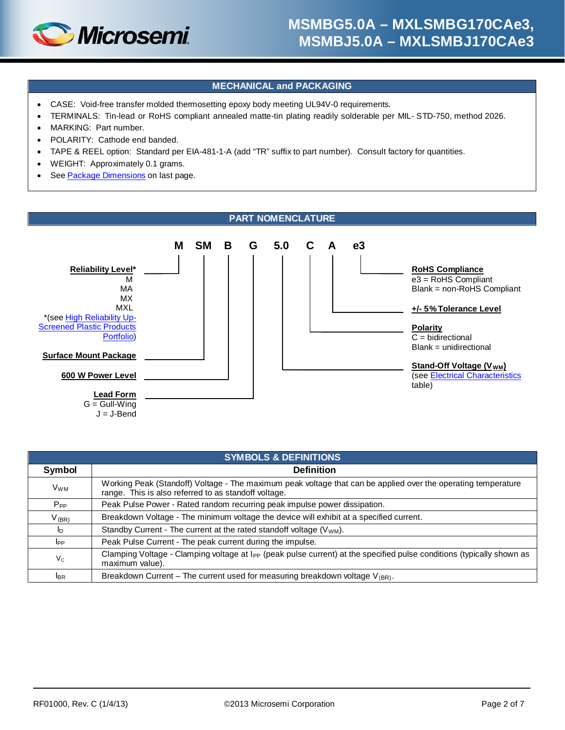## MECHANICAL and PACKAGING

- CASE: Void-free transfer molded thermosetting epoxy body meeting UL94V-0 requirements.
- TERMINALS: Tin-lead or RoHS compliant annealed matte-tin plating readily solderable per MIL- STD-750, method 2026.
- MARKING: Part number.
- POLARITY: Cathode end banded.
- TAPE & REEL option: Standard per EIA-481-1-A (add “TR” suffix to part number). Consult factory for quantities.
- WEIGHT: Approximately 0.1 grams.
- See Package Dimensions on last page.

## PART NOMENCLATURE

**M SM B G 5.0 C A e3**

- **M — Reliability Level***
  - M
  - MA
  - MX
  - MXL
  - *(see High Reliability Up-Screened Plastic Products Portfolio)
- **SM — Surface Mount Package**
- **B — 600 W Power Level**
- **G — Lead Form**
  - G = Gull-Wing
  - J = J-Bend
- **5.0 — Stand-Off Voltage ($V_{WM}$)**
  - (see Electrical Characteristics table)
- **C — Polarity**
  - C = bidirectional
  - Blank = unidirectional
- **A — +/- 5% Tolerance Level**
- **e3 — RoHS Compliance**
  - e3 = RoHS Compliant
  - Blank = non-RoHS Compliant

## SYMBOLS & DEFINITIONS

| Symbol | Definition |
|---|---|
| $V_{WM}$ | Working Peak (Standoff) Voltage - The maximum peak voltage that can be applied over the operating temperature range. This is also referred to as standoff voltage. |
| $P_{PP}$ | Peak Pulse Power - Rated random recurring peak impulse power dissipation. |
| $V_{(BR)}$ | Breakdown Voltage - The minimum voltage the device will exhibit at a specified current. |
| $I_D$ | Standby Current - The current at the rated standoff voltage ($V_{WM}$). |
| $I_{PP}$ | Peak Pulse Current - The peak current during the impulse. |
| $V_C$ | Clamping Voltage - Clamping voltage at $I_{PP}$ (peak pulse current) at the specified pulse conditions (typically shown as maximum value). |
| $I_{BR}$ | Breakdown Current – The current used for measuring breakdown voltage $V_{(BR)}$. |

RF01000, Rev. C (1/4/13) ©2013 Microsemi Corporation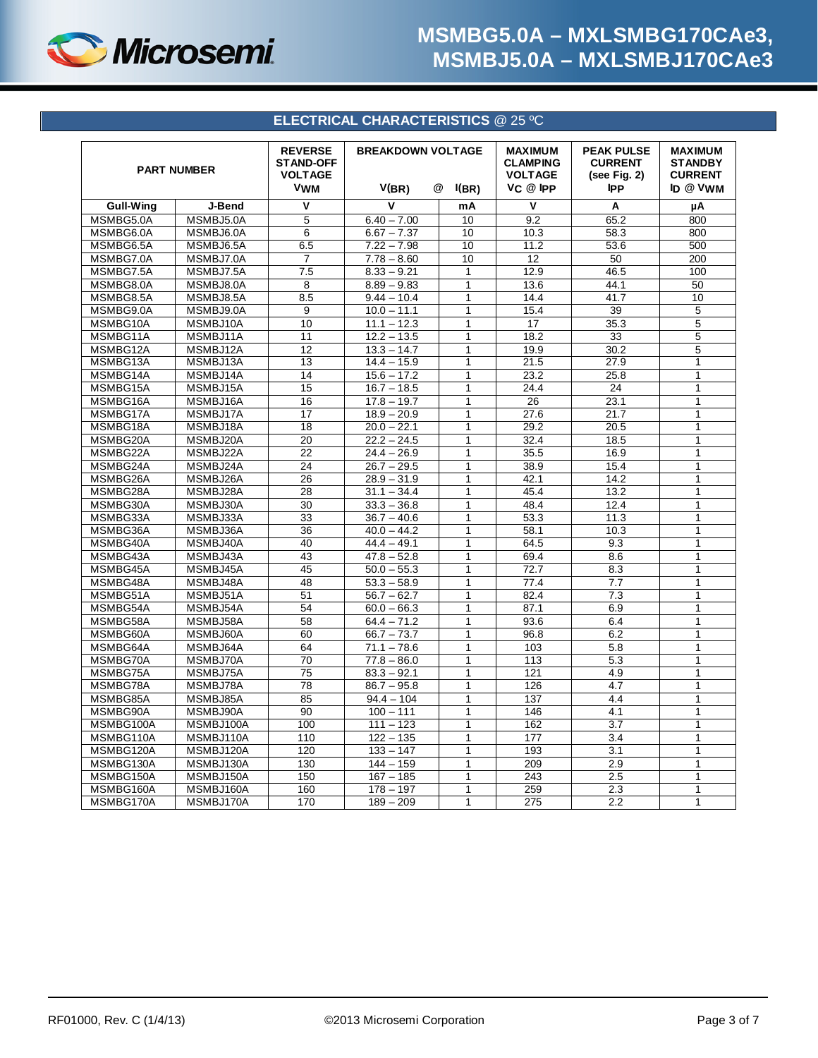## ELECTRICAL CHARACTERISTICS @ 25 ºC

| PART NUMBER | | REVERSE STAND-OFF VOLTAGE $V_{WM}$ | BREAKDOWN VOLTAGE $V_{(BR)}$ | @ $I_{(BR)}$ | MAXIMUM CLAMPING VOLTAGE $V_C$ @ $I_{PP}$ | PEAK PULSE CURRENT (see Fig. 2) $I_{PP}$ | MAXIMUM STANDBY CURRENT $I_D$ @ $V_{WM}$ |
|---|---|---|---|---|---|---|---|
| Gull-Wing | J-Bend | V | V | mA | V | A | µA |
| MSMBG5.0A | MSMBJ5.0A | 5 | 6.40 – 7.00 | 10 | 9.2 | 65.2 | 800 |
| MSMBG6.0A | MSMBJ6.0A | 6 | 6.67 – 7.37 | 10 | 10.3 | 58.3 | 800 |
| MSMBG6.5A | MSMBJ6.5A | 6.5 | 7.22 – 7.98 | 10 | 11.2 | 53.6 | 500 |
| MSMBG7.0A | MSMBJ7.0A | 7 | 7.78 – 8.60 | 10 | 12 | 50 | 200 |
| MSMBG7.5A | MSMBJ7.5A | 7.5 | 8.33 – 9.21 | 1 | 12.9 | 46.5 | 100 |
| MSMBG8.0A | MSMBJ8.0A | 8 | 8.89 – 9.83 | 1 | 13.6 | 44.1 | 50 |
| MSMBG8.5A | MSMBJ8.5A | 8.5 | 9.44 – 10.4 | 1 | 14.4 | 41.7 | 10 |
| MSMBG9.0A | MSMBJ9.0A | 9 | 10.0 – 11.1 | 1 | 15.4 | 39 | 5 |
| MSMBG10A | MSMBJ10A | 10 | 11.1 – 12.3 | 1 | 17 | 35.3 | 5 |
| MSMBG11A | MSMBJ11A | 11 | 12.2 – 13.5 | 1 | 18.2 | 33 | 5 |
| MSMBG12A | MSMBJ12A | 12 | 13.3 – 14.7 | 1 | 19.9 | 30.2 | 5 |
| MSMBG13A | MSMBJ13A | 13 | 14.4 – 15.9 | 1 | 21.5 | 27.9 | 1 |
| MSMBG14A | MSMBJ14A | 14 | 15.6 – 17.2 | 1 | 23.2 | 25.8 | 1 |
| MSMBG15A | MSMBJ15A | 15 | 16.7 – 18.5 | 1 | 24.4 | 24 | 1 |
| MSMBG16A | MSMBJ16A | 16 | 17.8 – 19.7 | 1 | 26 | 23.1 | 1 |
| MSMBG17A | MSMBJ17A | 17 | 18.9 – 20.9 | 1 | 27.6 | 21.7 | 1 |
| MSMBG18A | MSMBJ18A | 18 | 20.0 – 22.1 | 1 | 29.2 | 20.5 | 1 |
| MSMBG20A | MSMBJ20A | 20 | 22.2 – 24.5 | 1 | 32.4 | 18.5 | 1 |
| MSMBG22A | MSMBJ22A | 22 | 24.4 – 26.9 | 1 | 35.5 | 16.9 | 1 |
| MSMBG24A | MSMBJ24A | 24 | 26.7 – 29.5 | 1 | 38.9 | 15.4 | 1 |
| MSMBG26A | MSMBJ26A | 26 | 28.9 – 31.9 | 1 | 42.1 | 14.2 | 1 |
| MSMBG28A | MSMBJ28A | 28 | 31.1 – 34.4 | 1 | 45.4 | 13.2 | 1 |
| MSMBG30A | MSMBJ30A | 30 | 33.3 – 36.8 | 1 | 48.4 | 12.4 | 1 |
| MSMBG33A | MSMBJ33A | 33 | 36.7 – 40.6 | 1 | 53.3 | 11.3 | 1 |
| MSMBG36A | MSMBJ36A | 36 | 40.0 – 44.2 | 1 | 58.1 | 10.3 | 1 |
| MSMBG40A | MSMBJ40A | 40 | 44.4 – 49.1 | 1 | 64.5 | 9.3 | 1 |
| MSMBG43A | MSMBJ43A | 43 | 47.8 – 52.8 | 1 | 69.4 | 8.6 | 1 |
| MSMBG45A | MSMBJ45A | 45 | 50.0 – 55.3 | 1 | 72.7 | 8.3 | 1 |
| MSMBG48A | MSMBJ48A | 48 | 53.3 – 58.9 | 1 | 77.4 | 7.7 | 1 |
| MSMBG51A | MSMBJ51A | 51 | 56.7 – 62.7 | 1 | 82.4 | 7.3 | 1 |
| MSMBG54A | MSMBJ54A | 54 | 60.0 – 66.3 | 1 | 87.1 | 6.9 | 1 |
| MSMBG58A | MSMBJ58A | 58 | 64.4 – 71.2 | 1 | 93.6 | 6.4 | 1 |
| MSMBG60A | MSMBJ60A | 60 | 66.7 – 73.7 | 1 | 96.8 | 6.2 | 1 |
| MSMBG64A | MSMBJ64A | 64 | 71.1 – 78.6 | 1 | 103 | 5.8 | 1 |
| MSMBG70A | MSMBJ70A | 70 | 77.8 – 86.0 | 1 | 113 | 5.3 | 1 |
| MSMBG75A | MSMBJ75A | 75 | 83.3 – 92.1 | 1 | 121 | 4.9 | 1 |
| MSMBG78A | MSMBJ78A | 78 | 86.7 – 95.8 | 1 | 126 | 4.7 | 1 |
| MSMBG85A | MSMBJ85A | 85 | 94.4 – 104 | 1 | 137 | 4.4 | 1 |
| MSMBG90A | MSMBJ90A | 90 | 100 – 111 | 1 | 146 | 4.1 | 1 |
| MSMBG100A | MSMBJ100A | 100 | 111 – 123 | 1 | 162 | 3.7 | 1 |
| MSMBG110A | MSMBJ110A | 110 | 122 – 135 | 1 | 177 | 3.4 | 1 |
| MSMBG120A | MSMBJ120A | 120 | 133 – 147 | 1 | 193 | 3.1 | 1 |
| MSMBG130A | MSMBJ130A | 130 | 144 – 159 | 1 | 209 | 2.9 | 1 |
| MSMBG150A | MSMBJ150A | 150 | 167 – 185 | 1 | 243 | 2.5 | 1 |
| MSMBG160A | MSMBJ160A | 160 | 178 – 197 | 1 | 259 | 2.3 | 1 |
| MSMBG170A | MSMBJ170A | 170 | 189 – 209 | 1 | 275 | 2.2 | 1 |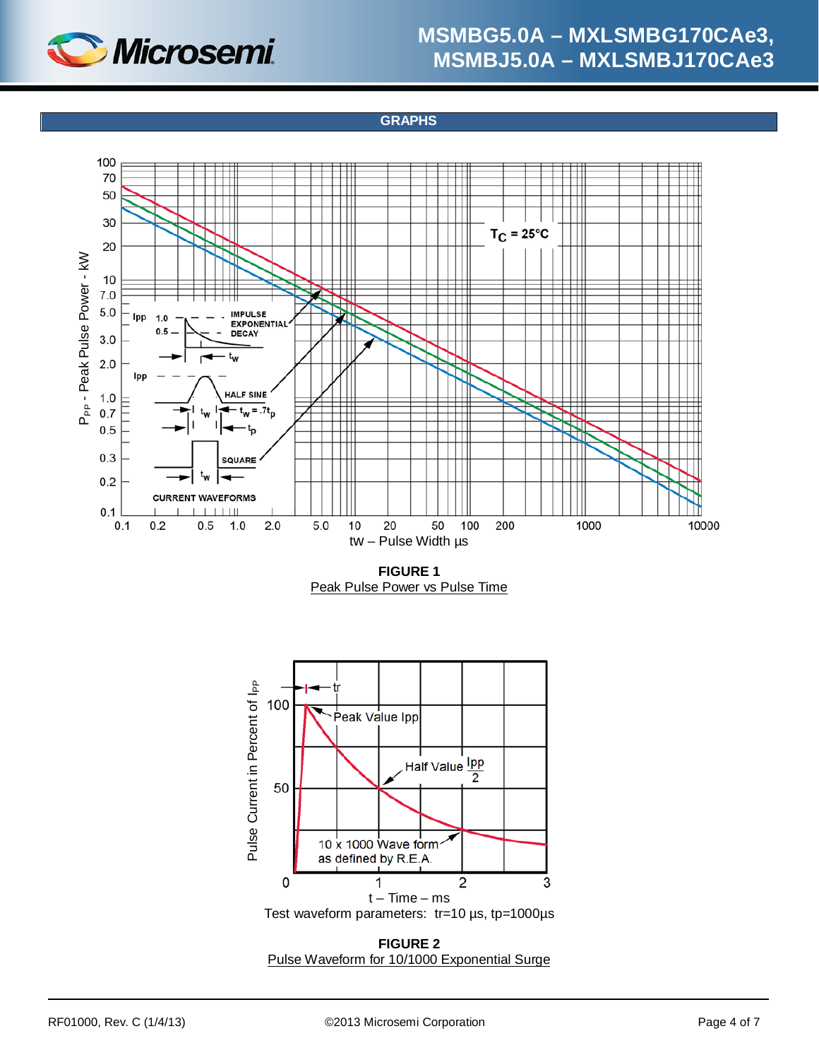## GRAPHS

**FIGURE 1**

Peak Pulse Power vs Pulse Time

**FIGURE 2**

Pulse Waveform for 10/1000 Exponential Surge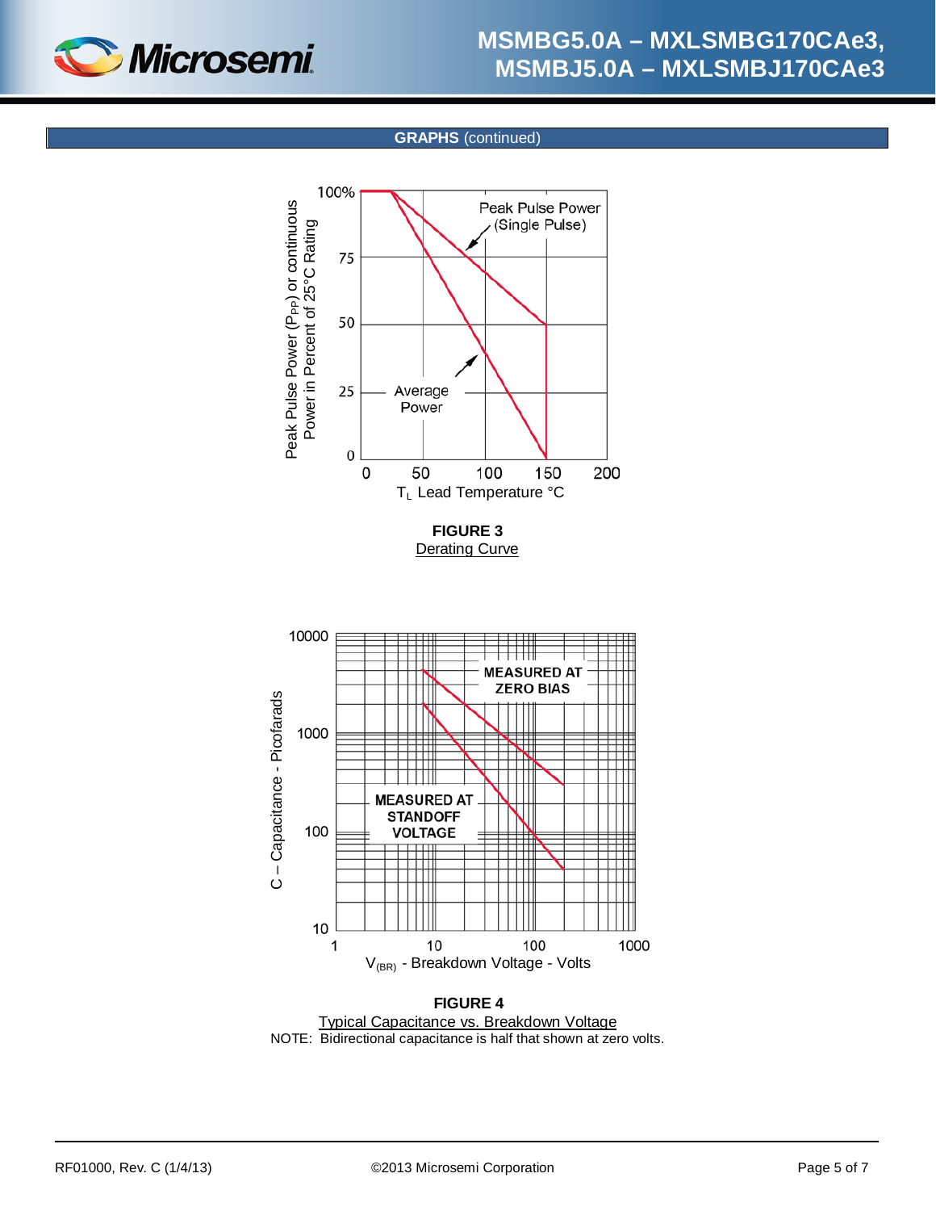## GRAPHS (continued)

**FIGURE 3**
Derating Curve

**FIGURE 4**
Typical Capacitance vs. Breakdown Voltage
NOTE: Bidirectional capacitance is half that shown at zero volts.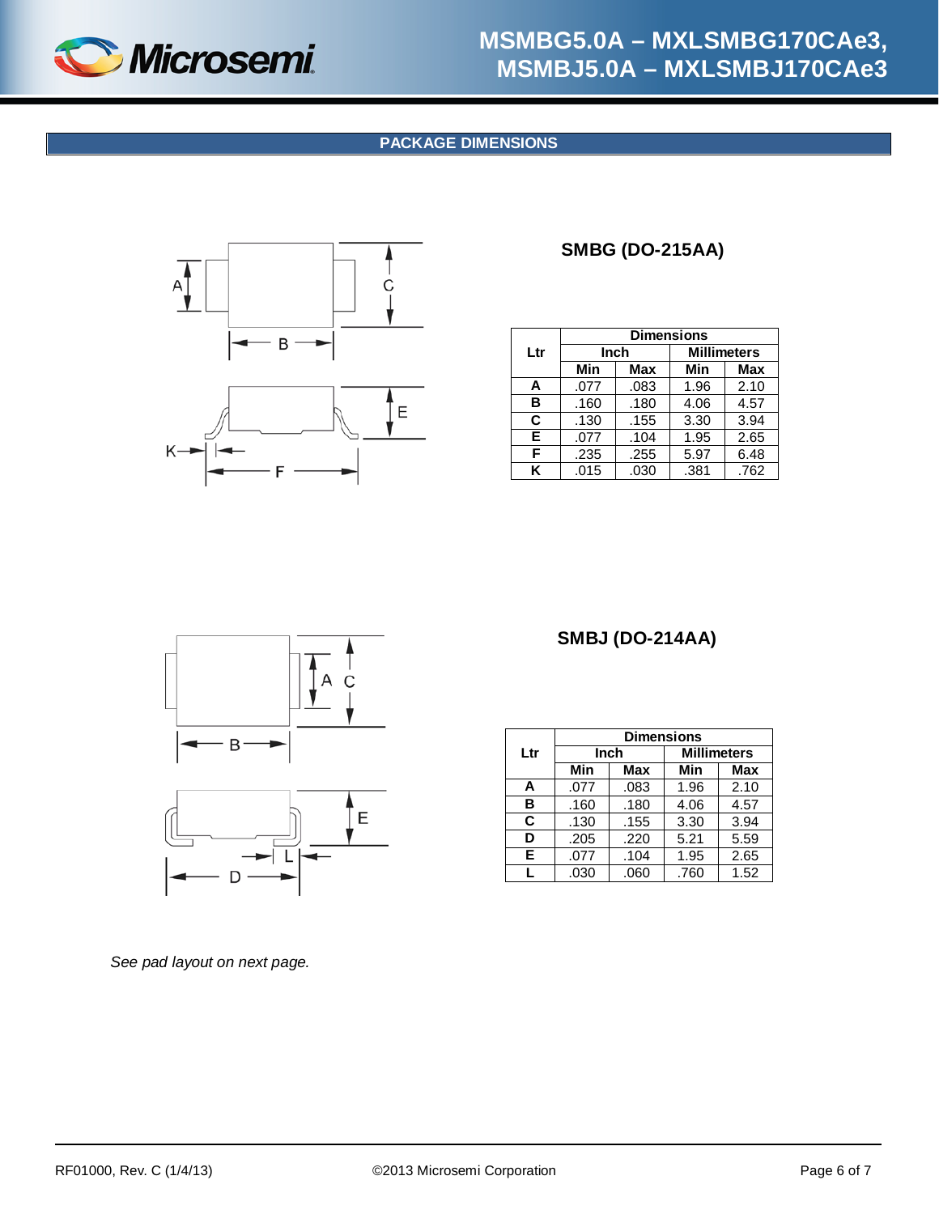## PACKAGE DIMENSIONS

### SMBG (DO-215AA)

| Ltr | Dimensions | | | |
|---|---|---|---|---|
| | Inch | | Millimeters | |
| | Min | Max | Min | Max |
| **A** | .077 | .083 | 1.96 | 2.10 |
| **B** | .160 | .180 | 4.06 | 4.57 |
| **C** | .130 | .155 | 3.30 | 3.94 |
| **E** | .077 | .104 | 1.95 | 2.65 |
| **F** | .235 | .255 | 5.97 | 6.48 |
| **K** | .015 | .030 | .381 | .762 |

### SMBJ (DO-214AA)

| Ltr | Dimensions | | | |
|---|---|---|---|---|
| | Inch | | Millimeters | |
| | Min | Max | Min | Max |
| **A** | .077 | .083 | 1.96 | 2.10 |
| **B** | .160 | .180 | 4.06 | 4.57 |
| **C** | .130 | .155 | 3.30 | 3.94 |
| **D** | .205 | .220 | 5.21 | 5.59 |
| **E** | .077 | .104 | 1.95 | 2.65 |
| **L** | .030 | .060 | .760 | 1.52 |

*See pad layout on next page.*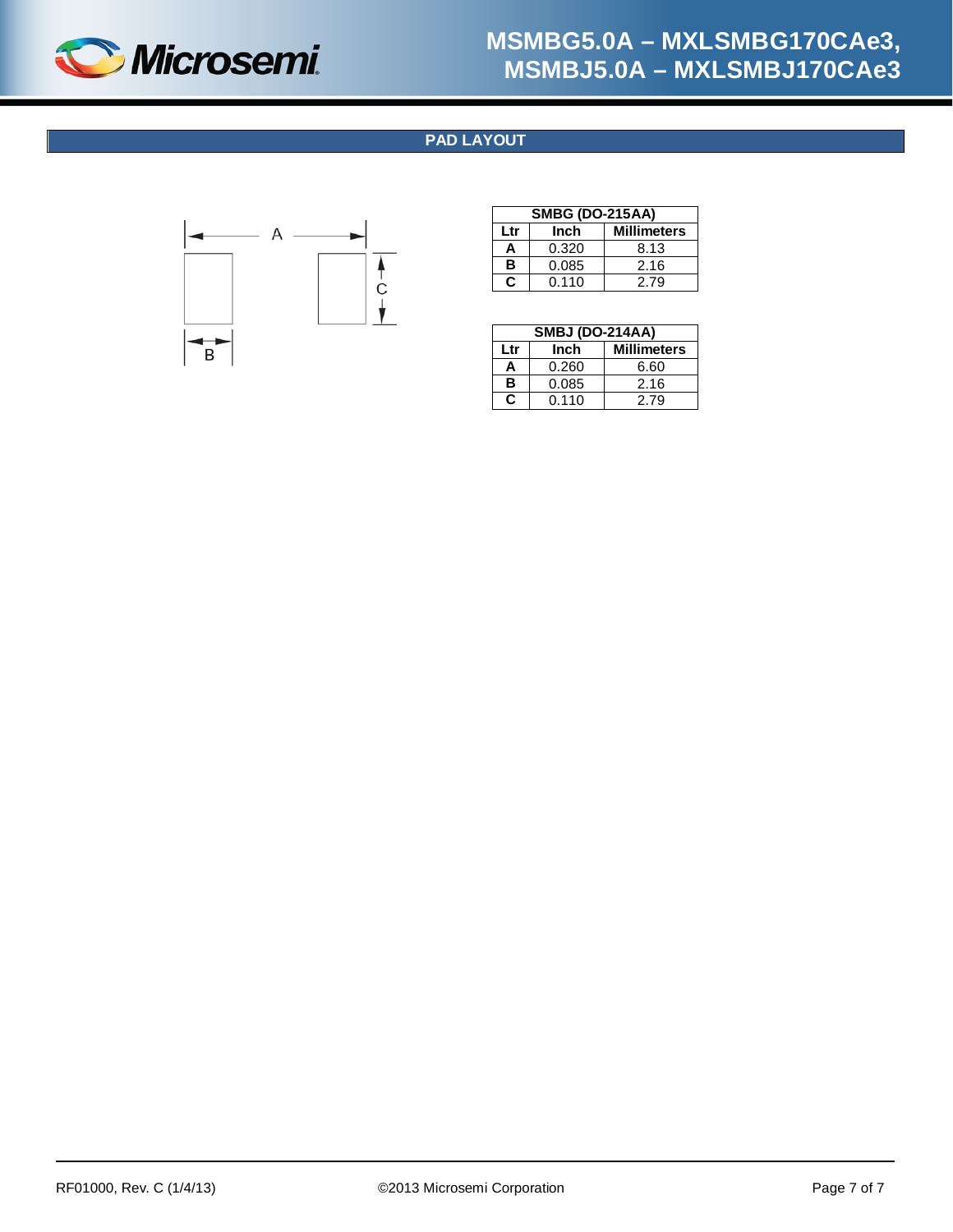## PAD LAYOUT

| SMBG (DO-215AA) | | |
|---|---|---|
| **Ltr** | **Inch** | **Millimeters** |
| **A** | 0.320 | 8.13 |
| **B** | 0.085 | 2.16 |
| **C** | 0.110 | 2.79 |

| SMBJ (DO-214AA) | | |
|---|---|---|
| **Ltr** | **Inch** | **Millimeters** |
| **A** | 0.260 | 6.60 |
| **B** | 0.085 | 2.16 |
| **C** | 0.110 | 2.79 |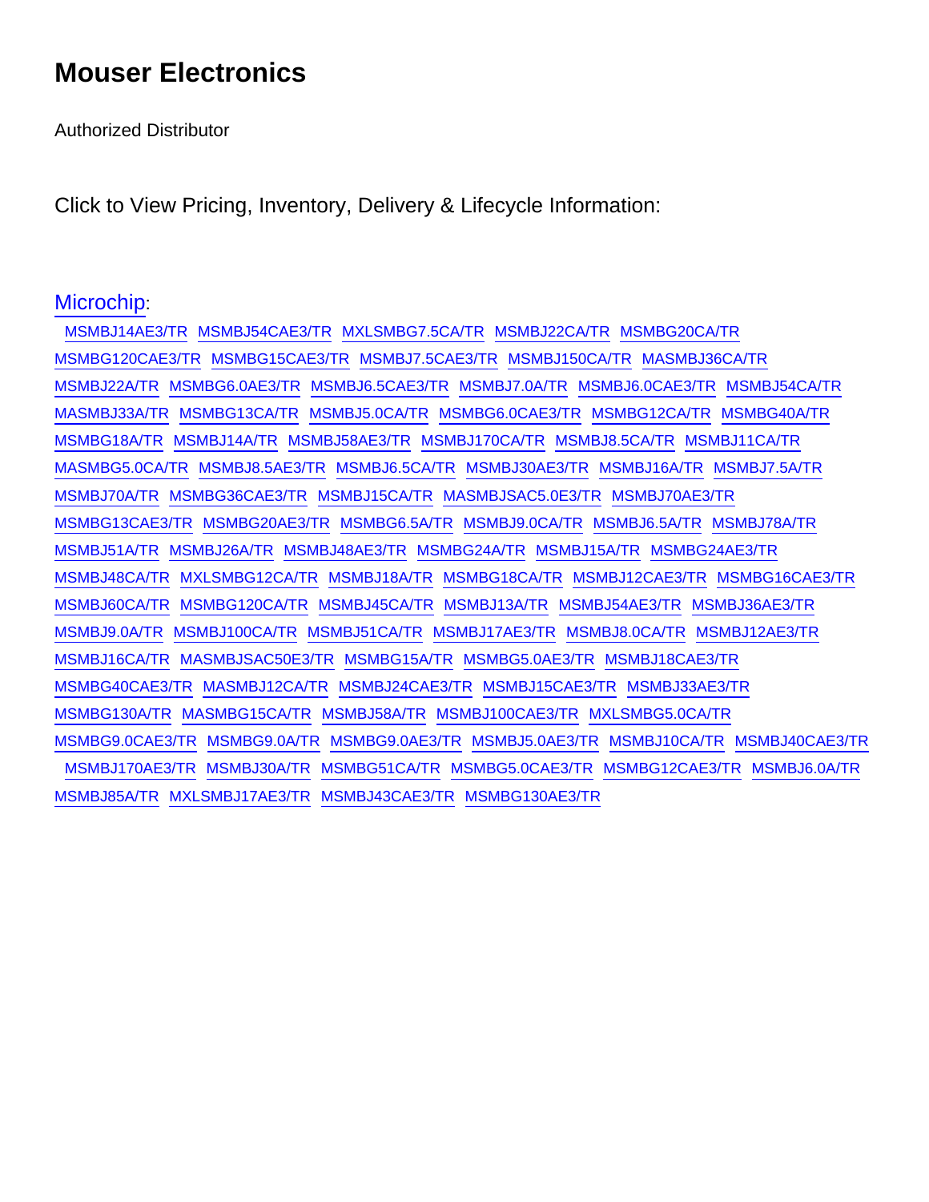# Mouser Electronics

Authorized Distributor

Click to View Pricing, Inventory, Delivery & Lifecycle Information:

Microchip:

MSMBJ14AE3/TR MSMBJ54CAE3/TR MXLSMBG7.5CA/TR MSMBJ22CA/TR MSMBG20CA/TR MSMBG120CAE3/TR MSMBG15CAE3/TR MSMBJ7.5CAE3/TR MSMBJ150CA/TR MASMBJ36CA/TR MSMBJ22A/TR MSMBG6.0AE3/TR MSMBJ6.5CAE3/TR MSMBJ7.0A/TR MSMBJ6.0CAE3/TR MSMBJ54CA/TR MASMBJ33A/TR MSMBG13CA/TR MSMBJ5.0CA/TR MSMBG6.0CAE3/TR MSMBG12CA/TR MSMBG40A/TR MSMBG18A/TR MSMBJ14A/TR MSMBJ58AE3/TR MSMBJ170CA/TR MSMBJ8.5CA/TR MSMBJ11CA/TR MASMBG5.0CA/TR MSMBJ8.5AE3/TR MSMBJ6.5CA/TR MSMBJ30AE3/TR MSMBJ16A/TR MSMBJ7.5A/TR MSMBJ70A/TR MSMBG36CAE3/TR MSMBJ15CA/TR MASMBJSAC5.0E3/TR MSMBJ70AE3/TR MSMBG13CAE3/TR MSMBG20AE3/TR MSMBG6.5A/TR MSMBJ9.0CA/TR MSMBJ6.5A/TR MSMBJ78A/TR MSMBJ51A/TR MSMBJ26A/TR MSMBJ48AE3/TR MSMBG24A/TR MSMBJ15A/TR MSMBG24AE3/TR MSMBJ48CA/TR MXLSMBG12CA/TR MSMBJ18A/TR MSMBG18CA/TR MSMBJ12CAE3/TR MSMBG16CAE3/TR MSMBJ60CA/TR MSMBG120CA/TR MSMBJ45CA/TR MSMBJ13A/TR MSMBJ54AE3/TR MSMBJ36AE3/TR MSMBJ9.0A/TR MSMBJ100CA/TR MSMBJ51CA/TR MSMBJ17AE3/TR MSMBJ8.0CA/TR MSMBJ12AE3/TR MSMBJ16CA/TR MASMBJSAC50E3/TR MSMBG15A/TR MSMBG5.0AE3/TR MSMBJ18CAE3/TR MSMBG40CAE3/TR MASMBJ12CA/TR MSMBJ24CAE3/TR MSMBJ15CAE3/TR MSMBJ33AE3/TR MSMBG130A/TR MASMBG15CA/TR MSMBJ58A/TR MSMBJ100CAE3/TR MXLSMBG5.0CA/TR MSMBG9.0CAE3/TR MSMBG9.0A/TR MSMBG9.0AE3/TR MSMBJ5.0AE3/TR MSMBJ10CA/TR MSMBJ40CAE3/TR MSMBJ170AE3/TR MSMBJ30A/TR MSMBG51CA/TR MSMBG5.0CAE3/TR MSMBG12CAE3/TR MSMBJ6.0A/TR MSMBJ85A/TR MXLSMBJ17AE3/TR MSMBJ43CAE3/TR MSMBG130AE3/TR